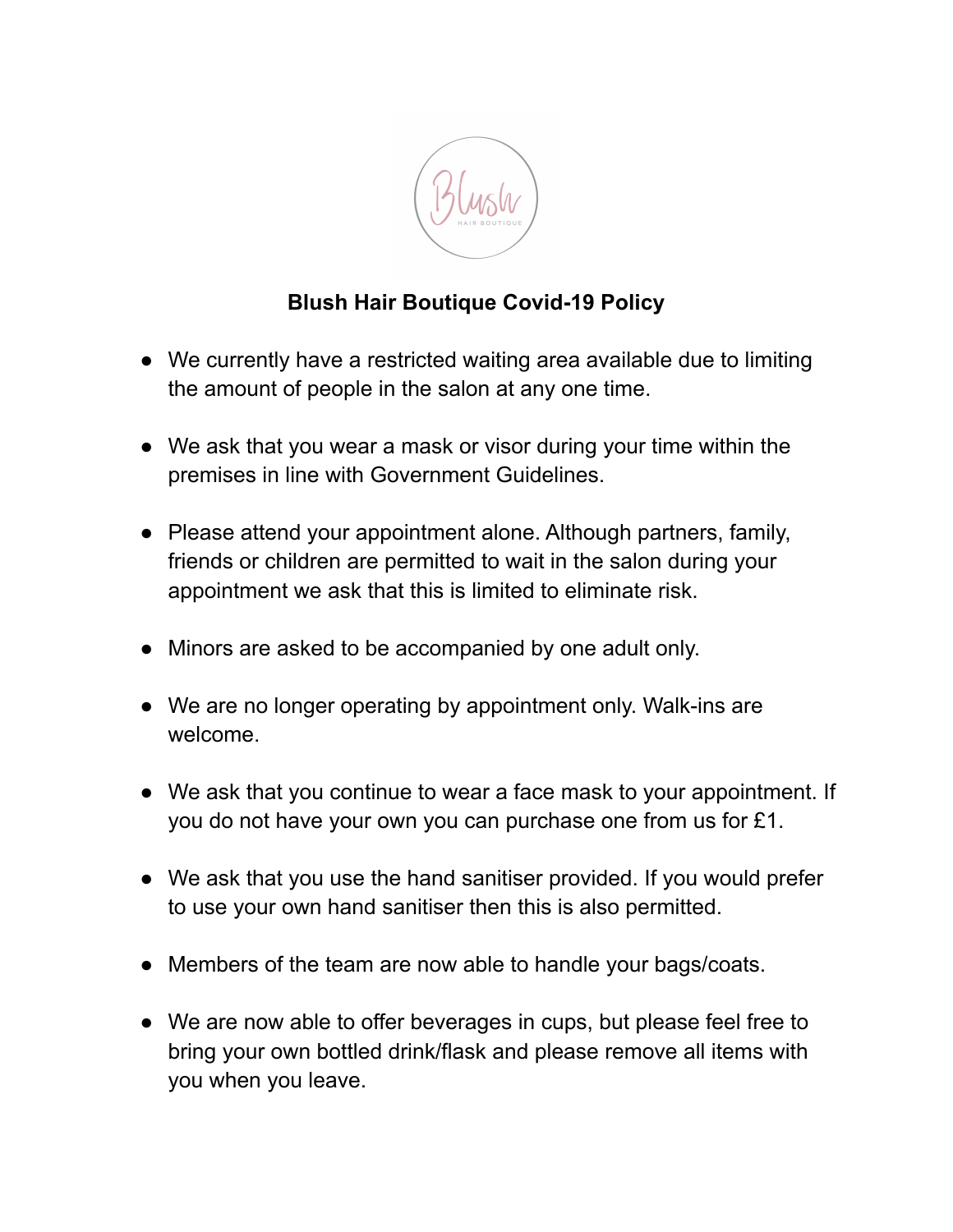# Blush Hair Boutique Covid-19 Policy

- We currently have a restricted waiting area available due to limiting the amount of people in the salon at any one time.
- We ask that you wear a mask or visor during your time within the premises in line with Government Guidelines.
- Please attend your appointment alone. Although partners, family, friends or children are permitted to wait in the salon during your appointment we ask that this is limited to eliminate risk.
- Minors are asked to be accompanied by one adult only.
- We are no longer operating by appointment only. Walk-ins are welcome.
- We ask that you continue to wear a face mask to your appointment. If you do not have your own you can purchase one from us for £1.
- We ask that you use the hand sanitiser provided. If you would prefer to use your own hand sanitiser then this is also permitted.
- Members of the team are now able to handle your bags/coats.
- We are now able to offer beverages in cups, but please feel free to bring your own bottled drink/flask and please remove all items with you when you leave.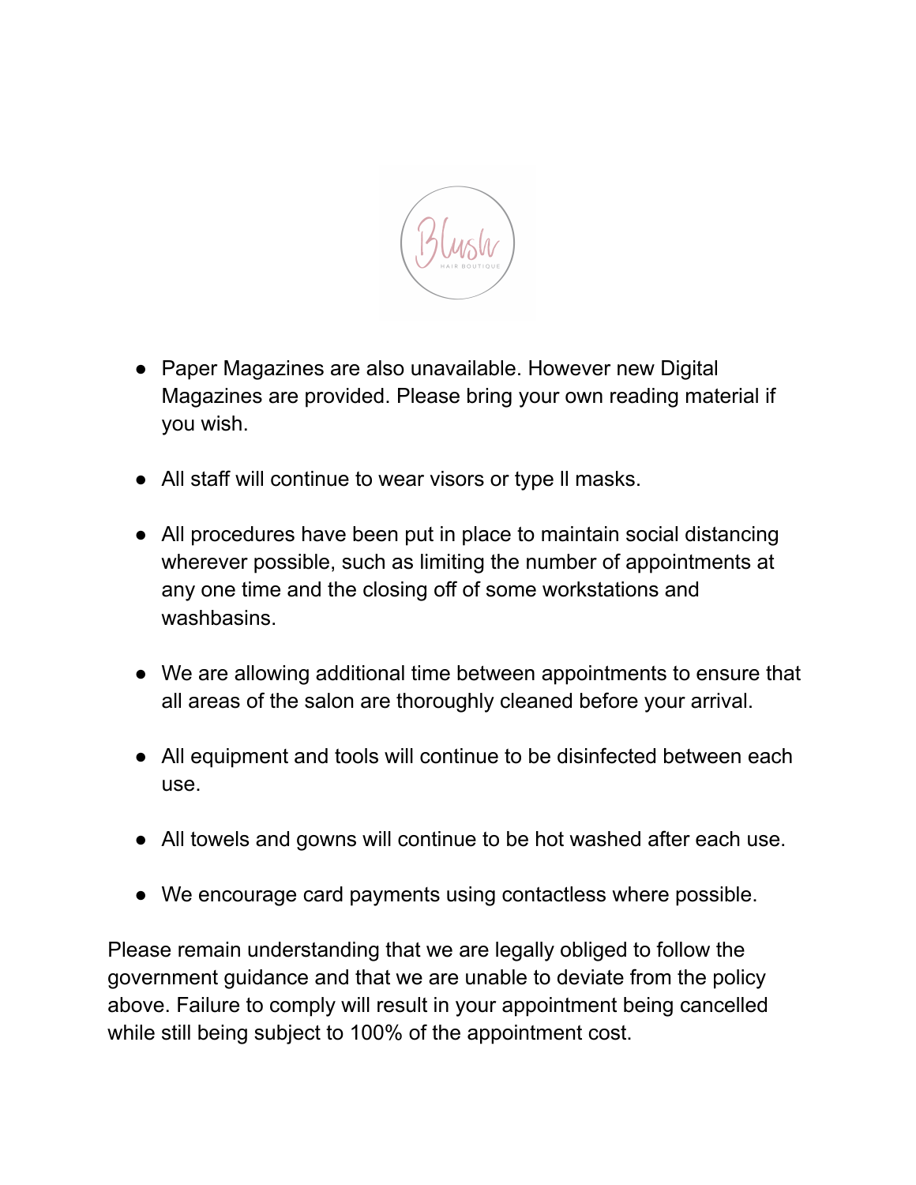- Paper Magazines are also unavailable. However new Digital Magazines are provided. Please bring your own reading material if you wish.

- All staff will continue to wear visors or type ll masks.

- All procedures have been put in place to maintain social distancing wherever possible, such as limiting the number of appointments at any one time and the closing off of some workstations and washbasins.

- We are allowing additional time between appointments to ensure that all areas of the salon are thoroughly cleaned before your arrival.

- All equipment and tools will continue to be disinfected between each use.

- All towels and gowns will continue to be hot washed after each use.

- We encourage card payments using contactless where possible.

Please remain understanding that we are legally obliged to follow the government guidance and that we are unable to deviate from the policy above. Failure to comply will result in your appointment being cancelled while still being subject to 100% of the appointment cost.